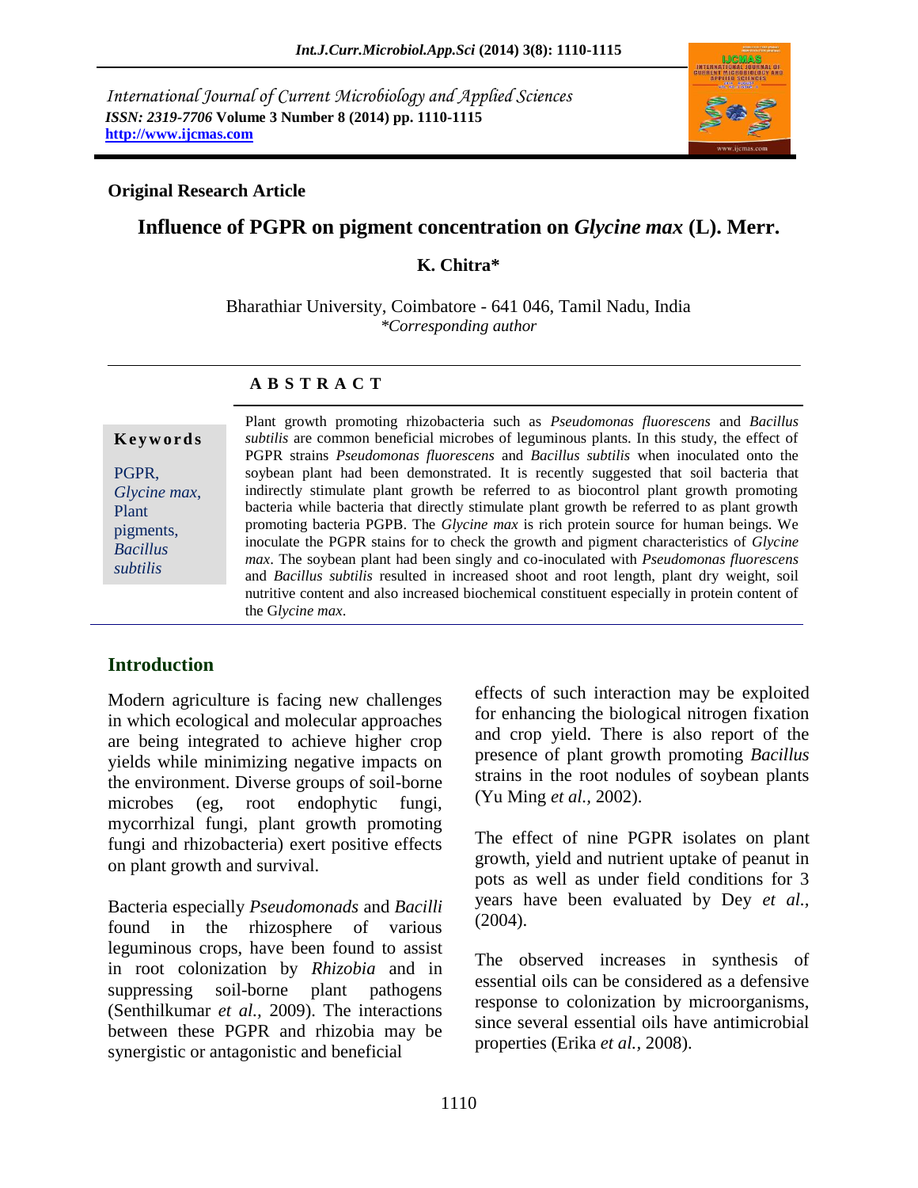International Journal of Current Microbiology and Applied Sciences
*ISSN: 2319-7706* **Volume 3 Number 8 (2014) pp. 1110-1115**
**http://www.ijcmas.com**

**Original Research Article**

# Influence of PGPR on pigment concentration on *Glycine max* (L). Merr.

**K. Chitra***

Bharathiar University, Coimbatore - 641 046, Tamil Nadu, India
*\*Corresponding author*

## A B S T R A C T

**Keywords**

PGPR, *Glycine max*, Plant pigments, *Bacillus subtilis*

Plant growth promoting rhizobacteria such as *Pseudomonas fluorescens* and *Bacillus subtilis* are common beneficial microbes of leguminous plants. In this study, the effect of PGPR strains *Pseudomonas fluorescens* and *Bacillus subtilis* when inoculated onto the soybean plant had been demonstrated. It is recently suggested that soil bacteria that indirectly stimulate plant growth be referred to as biocontrol plant growth promoting bacteria while bacteria that directly stimulate plant growth be referred to as plant growth promoting bacteria PGPB. The *Glycine max* is rich protein source for human beings. We inoculate the PGPR stains for to check the growth and pigment characteristics of *Glycine max*. The soybean plant had been singly and co-inoculated with *Pseudomonas fluorescens* and *Bacillus subtilis* resulted in increased shoot and root length, plant dry weight, soil nutritive content and also increased biochemical constituent especially in protein content of the G*lycine max*.

## Introduction

Modern agriculture is facing new challenges in which ecological and molecular approaches are being integrated to achieve higher crop yields while minimizing negative impacts on the environment. Diverse groups of soil-borne microbes (eg, root endophytic fungi, mycorrhizal fungi, plant growth promoting fungi and rhizobacteria) exert positive effects on plant growth and survival.

Bacteria especially *Pseudomonads* and *Bacilli* found in the rhizosphere of various leguminous crops, have been found to assist in root colonization by *Rhizobia* and in suppressing soil-borne plant pathogens (Senthilkumar *et al.,* 2009). The interactions between these PGPR and rhizobia may be synergistic or antagonistic and beneficial effects of such interaction may be exploited for enhancing the biological nitrogen fixation and crop yield. There is also report of the presence of plant growth promoting *Bacillus* strains in the root nodules of soybean plants (Yu Ming *et al.,* 2002).

The effect of nine PGPR isolates on plant growth, yield and nutrient uptake of peanut in pots as well as under field conditions for 3 years have been evaluated by Dey *et al.,* (2004).

The observed increases in synthesis of essential oils can be considered as a defensive response to colonization by microorganisms, since several essential oils have antimicrobial properties (Erika *et al.,* 2008).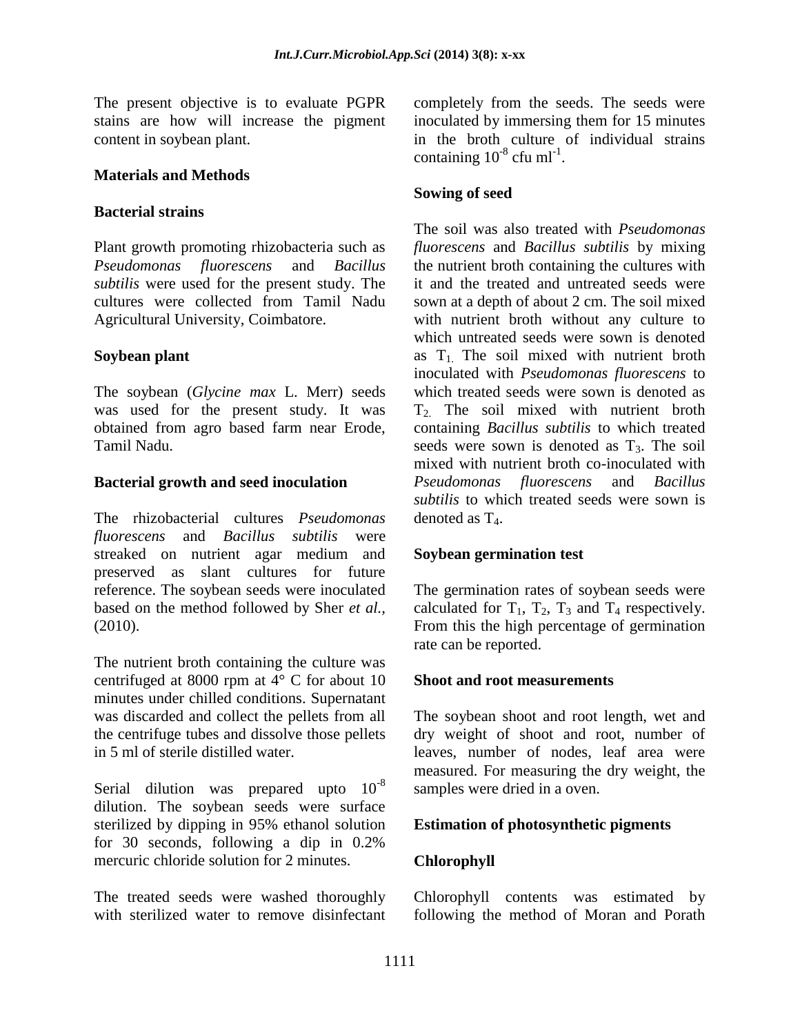The present objective is to evaluate PGPR stains are how will increase the pigment content in soybean plant.

## Materials and Methods

### Bacterial strains

Plant growth promoting rhizobacteria such as *Pseudomonas fluorescens* and *Bacillus subtilis* were used for the present study. The cultures were collected from Tamil Nadu Agricultural University, Coimbatore.

### Soybean plant

The soybean (*Glycine max* L. Merr) seeds was used for the present study. It was obtained from agro based farm near Erode, Tamil Nadu.

### Bacterial growth and seed inoculation

The rhizobacterial cultures *Pseudomonas fluorescens* and *Bacillus subtilis* were streaked on nutrient agar medium and preserved as slant cultures for future reference. The soybean seeds were inoculated based on the method followed by Sher *et al.,* (2010).

The nutrient broth containing the culture was centrifuged at 8000 rpm at 4° C for about 10 minutes under chilled conditions. Supernatant was discarded and collect the pellets from all the centrifuge tubes and dissolve those pellets in 5 ml of sterile distilled water.

Serial dilution was prepared upto $10^{-8}$ dilution. The soybean seeds were surface sterilized by dipping in 95% ethanol solution for 30 seconds, following a dip in 0.2% mercuric chloride solution for 2 minutes.

The treated seeds were washed thoroughly with sterilized water to remove disinfectant completely from the seeds. The seeds were inoculated by immersing them for 15 minutes in the broth culture of individual strains containing $10^{-8}$ cfu ml$^{-1}$.

### Sowing of seed

The soil was also treated with *Pseudomonas fluorescens* and *Bacillus subtilis* by mixing the nutrient broth containing the cultures with it and the treated and untreated seeds were sown at a depth of about 2 cm. The soil mixed with nutrient broth without any culture to which untreated seeds were sown is denoted as $T_1$. The soil mixed with nutrient broth inoculated with *Pseudomonas fluorescens* to which treated seeds were sown is denoted as $T_2$. The soil mixed with nutrient broth containing *Bacillus subtilis* to which treated seeds were sown is denoted as $T_3$. The soil mixed with nutrient broth co-inoculated with *Pseudomonas fluorescens* and *Bacillus subtilis* to which treated seeds were sown is denoted as $T_4$.

### Soybean germination test

The germination rates of soybean seeds were calculated for $T_1$, $T_2$, $T_3$ and $T_4$ respectively. From this the high percentage of germination rate can be reported.

### Shoot and root measurements

The soybean shoot and root length, wet and dry weight of shoot and root, number of leaves, number of nodes, leaf area were measured. For measuring the dry weight, the samples were dried in a oven.

### Estimation of photosynthetic pigments

### Chlorophyll

Chlorophyll contents was estimated by following the method of Moran and Porath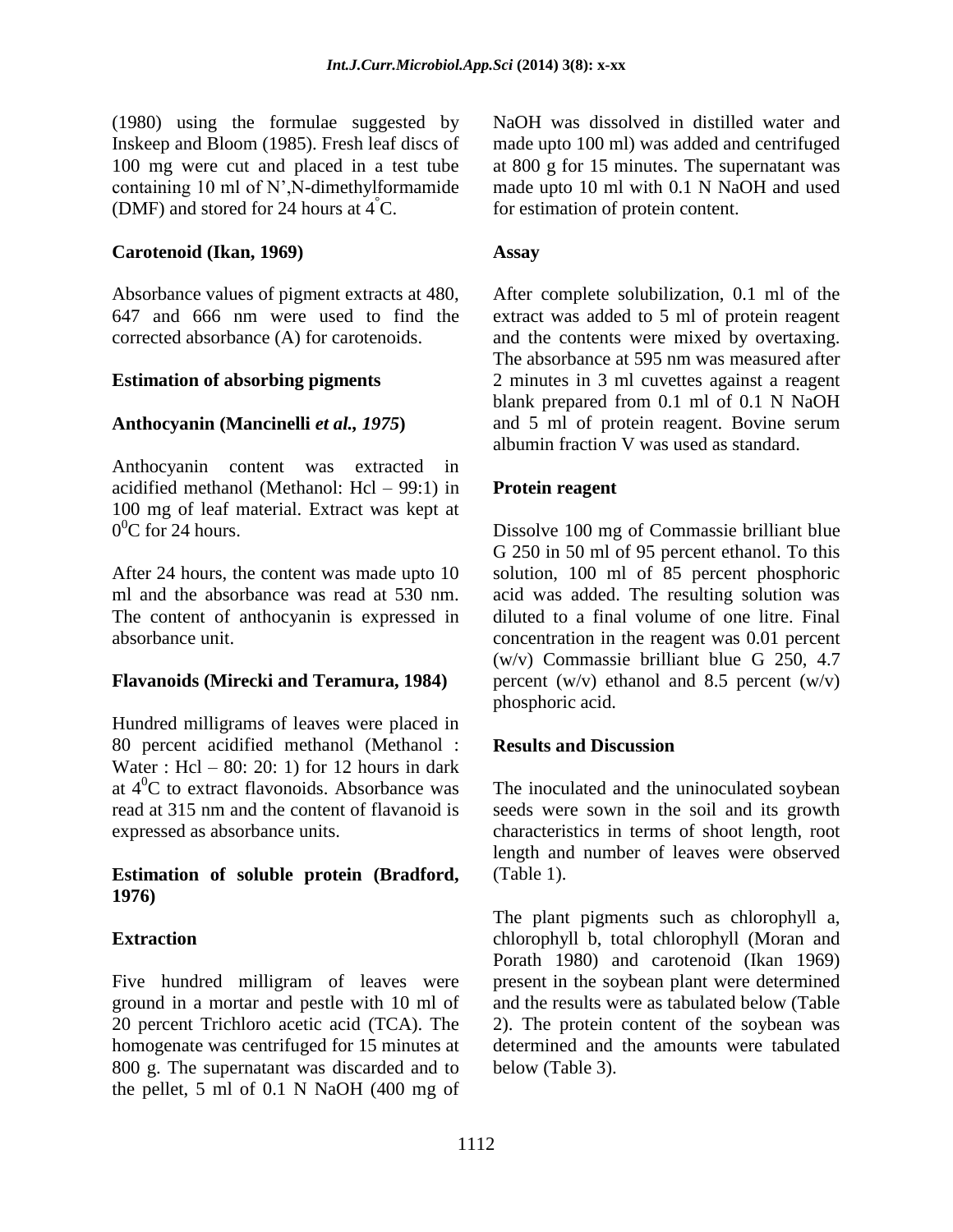(1980) using the formulae suggested by Inskeep and Bloom (1985). Fresh leaf discs of 100 mg were cut and placed in a test tube containing 10 ml of N',N-dimethylformamide (DMF) and stored for 24 hours at $4^{\circ}$C.

**Carotenoid (Ikan, 1969)**

Absorbance values of pigment extracts at 480, 647 and 666 nm were used to find the corrected absorbance (A) for carotenoids.

**Estimation of absorbing pigments**

**Anthocyanin (Mancinelli *et al., 1975*)**

Anthocyanin content was extracted in acidified methanol (Methanol: Hcl – 99:1) in 100 mg of leaf material. Extract was kept at $0^{0}$C for 24 hours.

After 24 hours, the content was made upto 10 ml and the absorbance was read at 530 nm. The content of anthocyanin is expressed in absorbance unit.

**Flavanoids (Mirecki and Teramura, 1984)**

Hundred milligrams of leaves were placed in 80 percent acidified methanol (Methanol : Water : Hcl – 80: 20: 1) for 12 hours in dark at $4^{0}$C to extract flavonoids. Absorbance was read at 315 nm and the content of flavanoid is expressed as absorbance units.

**Estimation of soluble protein (Bradford, 1976)**

**Extraction**

Five hundred milligram of leaves were ground in a mortar and pestle with 10 ml of 20 percent Trichloro acetic acid (TCA). The homogenate was centrifuged for 15 minutes at 800 g. The supernatant was discarded and to the pellet, 5 ml of 0.1 N NaOH (400 mg of NaOH was dissolved in distilled water and made upto 100 ml) was added and centrifuged at 800 g for 15 minutes. The supernatant was made upto 10 ml with 0.1 N NaOH and used for estimation of protein content.

**Assay**

After complete solubilization, 0.1 ml of the extract was added to 5 ml of protein reagent and the contents were mixed by overtaxing. The absorbance at 595 nm was measured after 2 minutes in 3 ml cuvettes against a reagent blank prepared from 0.1 ml of 0.1 N NaOH and 5 ml of protein reagent. Bovine serum albumin fraction V was used as standard.

**Protein reagent**

Dissolve 100 mg of Commassie brilliant blue G 250 in 50 ml of 95 percent ethanol. To this solution, 100 ml of 85 percent phosphoric acid was added. The resulting solution was diluted to a final volume of one litre. Final concentration in the reagent was 0.01 percent (w/v) Commassie brilliant blue G 250, 4.7 percent (w/v) ethanol and 8.5 percent (w/v) phosphoric acid.

## Results and Discussion

The inoculated and the uninoculated soybean seeds were sown in the soil and its growth characteristics in terms of shoot length, root length and number of leaves were observed (Table 1).

The plant pigments such as chlorophyll a, chlorophyll b, total chlorophyll (Moran and Porath 1980) and carotenoid (Ikan 1969) present in the soybean plant were determined and the results were as tabulated below (Table 2). The protein content of the soybean was determined and the amounts were tabulated below (Table 3).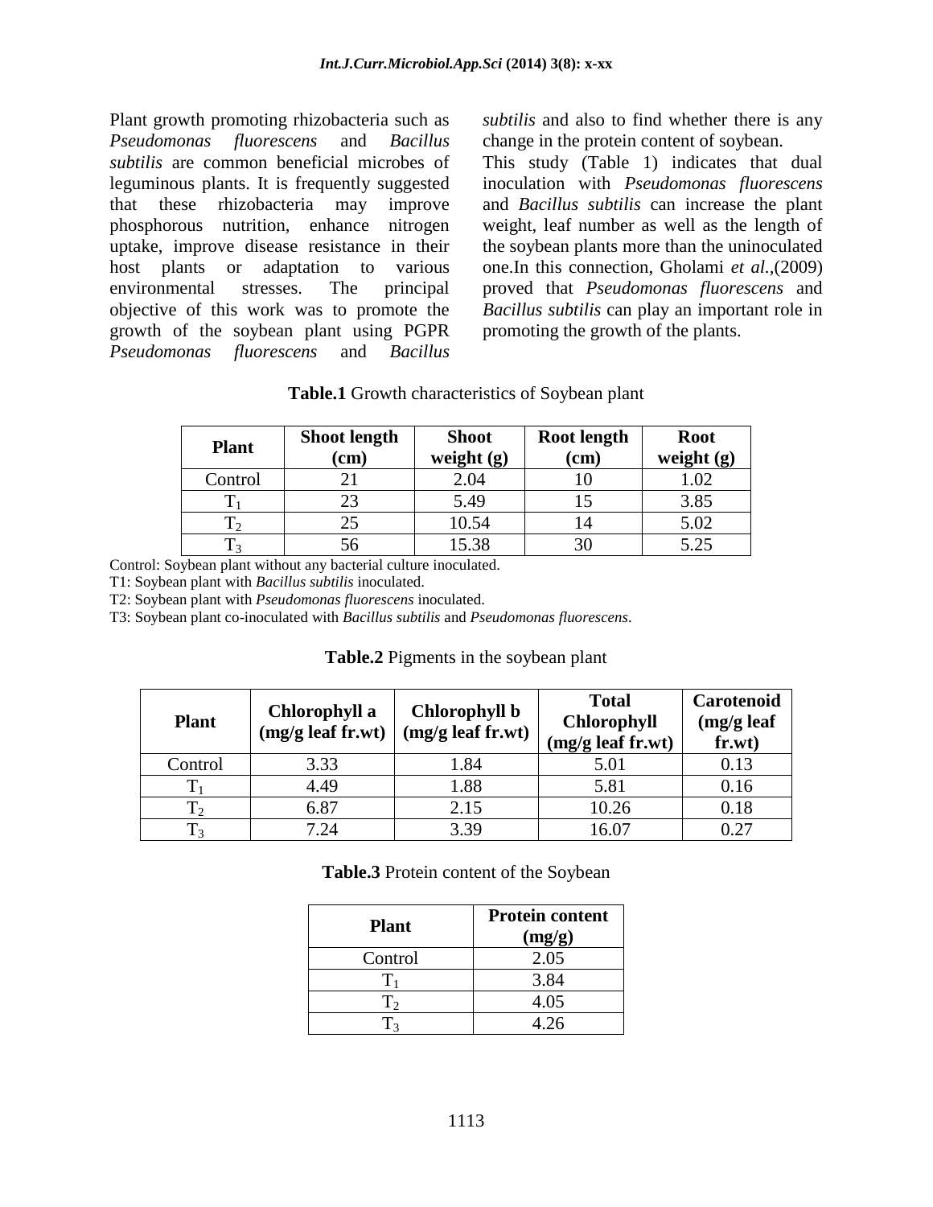Plant growth promoting rhizobacteria such as *Pseudomonas fluorescens* and *Bacillus subtilis* are common beneficial microbes of leguminous plants. It is frequently suggested that these rhizobacteria may improve phosphorous nutrition, enhance nitrogen uptake, improve disease resistance in their host plants or adaptation to various environmental stresses. The principal objective of this work was to promote the growth of the soybean plant using PGPR *Pseudomonas fluorescens* and *Bacillus subtilis* and also to find whether there is any change in the protein content of soybean.

This study (Table 1) indicates that dual inoculation with *Pseudomonas fluorescens* and *Bacillus subtilis* can increase the plant weight, leaf number as well as the length of the soybean plants more than the uninoculated one.In this connection, Gholami *et al.*,(2009) proved that *Pseudomonas fluorescens* and *Bacillus subtilis* can play an important role in promoting the growth of the plants.

**Table.1** Growth characteristics of Soybean plant

| Plant | Shoot length (cm) | Shoot weight (g) | Root length (cm) | Root weight (g) |
|---|---|---|---|---|
| Control | 21 | 2.04 | 10 | 1.02 |
| $T_1$ | 23 | 5.49 | 15 | 3.85 |
| $T_2$ | 25 | 10.54 | 14 | 5.02 |
| $T_3$ | 56 | 15.38 | 30 | 5.25 |

Control: Soybean plant without any bacterial culture inoculated.

T1: Soybean plant with *Bacillus subtilis* inoculated.

T2: Soybean plant with *Pseudomonas fluorescens* inoculated.

T3: Soybean plant co-inoculated with *Bacillus subtilis* and *Pseudomonas fluorescens*.

**Table.2** Pigments in the soybean plant

| Plant | Chlorophyll a (mg/g leaf fr.wt) | Chlorophyll b (mg/g leaf fr.wt) | Total Chlorophyll (mg/g leaf fr.wt) | Carotenoid (mg/g leaf fr.wt) |
|---|---|---|---|---|
| Control | 3.33 | 1.84 | 5.01 | 0.13 |
| $T_1$ | 4.49 | 1.88 | 5.81 | 0.16 |
| $T_2$ | 6.87 | 2.15 | 10.26 | 0.18 |
| $T_3$ | 7.24 | 3.39 | 16.07 | 0.27 |

**Table.3** Protein content of the Soybean

| Plant | Protein content (mg/g) |
|---|---|
| Control | 2.05 |
| $T_1$ | 3.84 |
| $T_2$ | 4.05 |
| $T_3$ | 4.26 |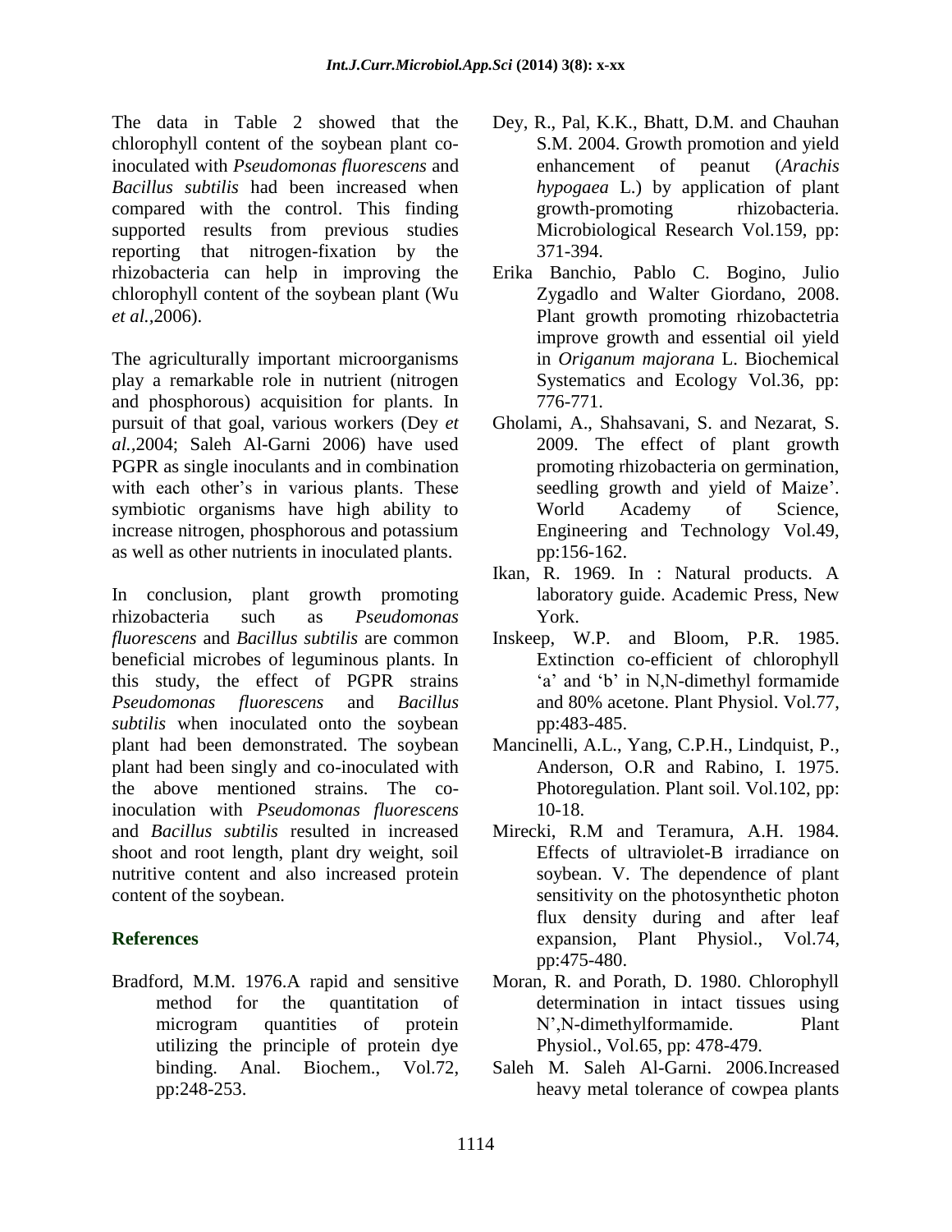The data in Table 2 showed that the chlorophyll content of the soybean plant co-inoculated with *Pseudomonas fluorescens* and *Bacillus subtilis* had been increased when compared with the control. This finding supported results from previous studies reporting that nitrogen-fixation by the rhizobacteria can help in improving the chlorophyll content of the soybean plant (Wu *et al.*,2006).

The agriculturally important microorganisms play a remarkable role in nutrient (nitrogen and phosphorous) acquisition for plants. In pursuit of that goal, various workers (Dey *et al.*,2004; Saleh Al-Garni 2006) have used PGPR as single inoculants and in combination with each other's in various plants. These symbiotic organisms have high ability to increase nitrogen, phosphorous and potassium as well as other nutrients in inoculated plants.

In conclusion, plant growth promoting rhizobacteria such as *Pseudomonas fluorescens* and *Bacillus subtilis* are common beneficial microbes of leguminous plants. In this study, the effect of PGPR strains *Pseudomonas fluorescens* and *Bacillus subtilis* when inoculated onto the soybean plant had been demonstrated. The soybean plant had been singly and co-inoculated with the above mentioned strains. The co-inoculation with *Pseudomonas fluorescens* and *Bacillus subtilis* resulted in increased shoot and root length, plant dry weight, soil nutritive content and also increased protein content of the soybean.

## References

Bradford, M.M. 1976.A rapid and sensitive method for the quantitation of microgram quantities of protein utilizing the principle of protein dye binding. Anal. Biochem., Vol.72, pp:248-253.

Dey, R., Pal, K.K., Bhatt, D.M. and Chauhan S.M. 2004. Growth promotion and yield enhancement of peanut (*Arachis hypogaea* L.) by application of plant growth-promoting rhizobacteria. Microbiological Research Vol.159, pp: 371-394.

Erika Banchio, Pablo C. Bogino, Julio Zygadlo and Walter Giordano, 2008. Plant growth promoting rhizobactetria improve growth and essential oil yield in *Origanum majorana* L. Biochemical Systematics and Ecology Vol.36, pp: 776-771.

Gholami, A., Shahsavani, S. and Nezarat, S. 2009. The effect of plant growth promoting rhizobacteria on germination, seedling growth and yield of Maize'. World Academy of Science, Engineering and Technology Vol.49, pp:156-162.

Ikan, R. 1969. In : Natural products. A laboratory guide. Academic Press, New York.

Inskeep, W.P. and Bloom, P.R. 1985. Extinction co-efficient of chlorophyll 'a' and 'b' in N,N-dimethyl formamide and 80% acetone. Plant Physiol. Vol.77, pp:483-485.

Mancinelli, A.L., Yang, C.P.H., Lindquist, P., Anderson, O.R and Rabino, I. 1975. Photoregulation. Plant soil. Vol.102, pp: 10-18.

Mirecki, R.M and Teramura, A.H. 1984. Effects of ultraviolet-B irradiance on soybean. V. The dependence of plant sensitivity on the photosynthetic photon flux density during and after leaf expansion, Plant Physiol., Vol.74, pp:475-480.

Moran, R. and Porath, D. 1980. Chlorophyll determination in intact tissues using N',N-dimethylformamide. Plant Physiol., Vol.65, pp: 478-479.

Saleh M. Saleh Al-Garni. 2006.Increased heavy metal tolerance of cowpea plants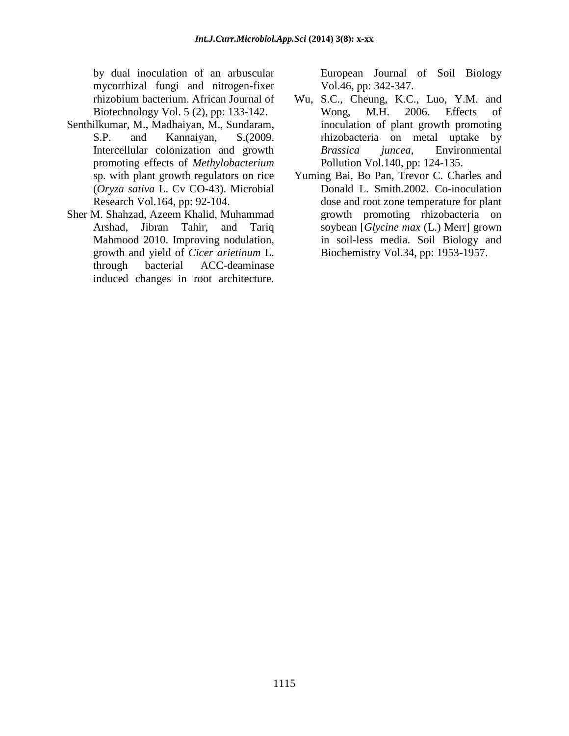by dual inoculation of an arbuscular mycorrhizal fungi and nitrogen-fixer rhizobium bacterium. African Journal of Biotechnology Vol. 5 (2), pp: 133-142.

Senthilkumar, M., Madhaiyan, M., Sundaram, S.P. and Kannaiyan, S.(2009. Intercellular colonization and growth promoting effects of *Methylobacterium* sp. with plant growth regulators on rice (*Oryza sativa* L. Cv CO-43). Microbial Research Vol.164, pp: 92-104.

Sher M. Shahzad, Azeem Khalid, Muhammad Arshad, Jibran Tahir, and Tariq Mahmood 2010. Improving nodulation, growth and yield of *Cicer arietinum* L. through bacterial ACC-deaminase induced changes in root architecture. European Journal of Soil Biology Vol.46, pp: 342-347.

Wu, S.C., Cheung, K.C., Luo, Y.M. and Wong, M.H. 2006. Effects of inoculation of plant growth promoting rhizobacteria on metal uptake by *Brassica juncea*, Environmental Pollution Vol.140, pp: 124-135.

Yuming Bai, Bo Pan, Trevor C. Charles and Donald L. Smith.2002. Co-inoculation dose and root zone temperature for plant growth promoting rhizobacteria on soybean [*Glycine max* (L.) Merr] grown in soil-less media. Soil Biology and Biochemistry Vol.34, pp: 1953-1957.